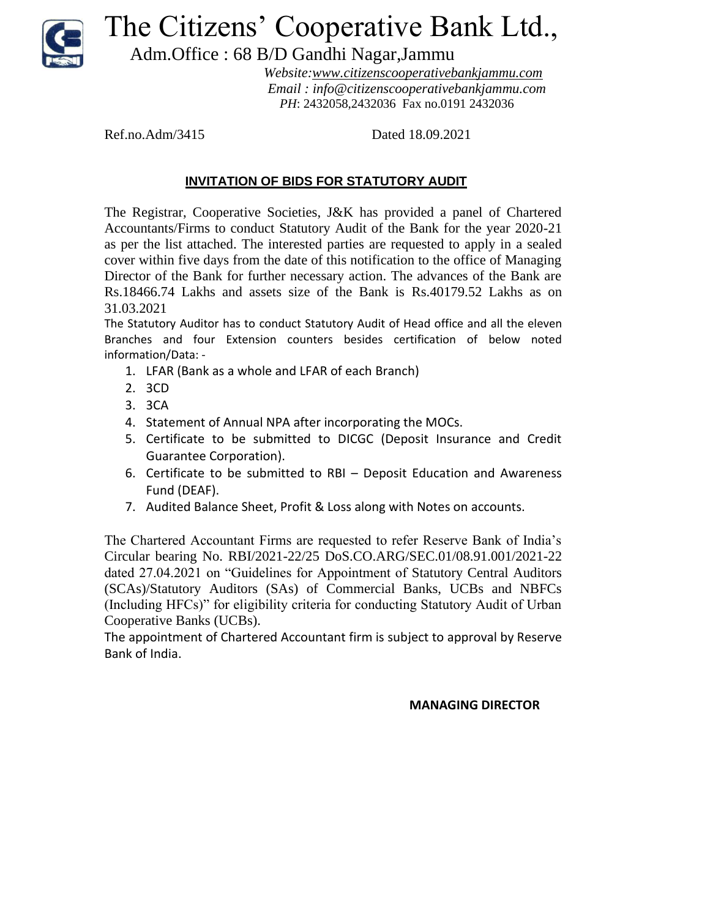# The Citizens' Cooperative Bank Ltd.,

Adm.Office : 68 B/D Gandhi Nagar,Jammu

*Website:www.citizenscooperativebankjammu.com*
*Email : info@citizenscooperativebankjammu.com*
*PH*: 2432058,2432036 Fax no.0191 2432036

Ref.no.Adm/3415 Dated 18.09.2021

## INVITATION OF BIDS FOR STATUTORY AUDIT

The Registrar, Cooperative Societies, J&K has provided a panel of Chartered Accountants/Firms to conduct Statutory Audit of the Bank for the year 2020-21 as per the list attached. The interested parties are requested to apply in a sealed cover within five days from the date of this notification to the office of Managing Director of the Bank for further necessary action. The advances of the Bank are Rs.18466.74 Lakhs and assets size of the Bank is Rs.40179.52 Lakhs as on 31.03.2021

The Statutory Auditor has to conduct Statutory Audit of Head office and all the eleven Branches and four Extension counters besides certification of below noted information/Data: -

1. LFAR (Bank as a whole and LFAR of each Branch)
2. 3CD
3. 3CA
4. Statement of Annual NPA after incorporating the MOCs.
5. Certificate to be submitted to DICGC (Deposit Insurance and Credit Guarantee Corporation).
6. Certificate to be submitted to RBI – Deposit Education and Awareness Fund (DEAF).
7. Audited Balance Sheet, Profit & Loss along with Notes on accounts.

The Chartered Accountant Firms are requested to refer Reserve Bank of India's Circular bearing No. RBI/2021-22/25 DoS.CO.ARG/SEC.01/08.91.001/2021-22 dated 27.04.2021 on "Guidelines for Appointment of Statutory Central Auditors (SCAs)/Statutory Auditors (SAs) of Commercial Banks, UCBs and NBFCs (Including HFCs)" for eligibility criteria for conducting Statutory Audit of Urban Cooperative Banks (UCBs).

The appointment of Chartered Accountant firm is subject to approval by Reserve Bank of India.

**MANAGING DIRECTOR**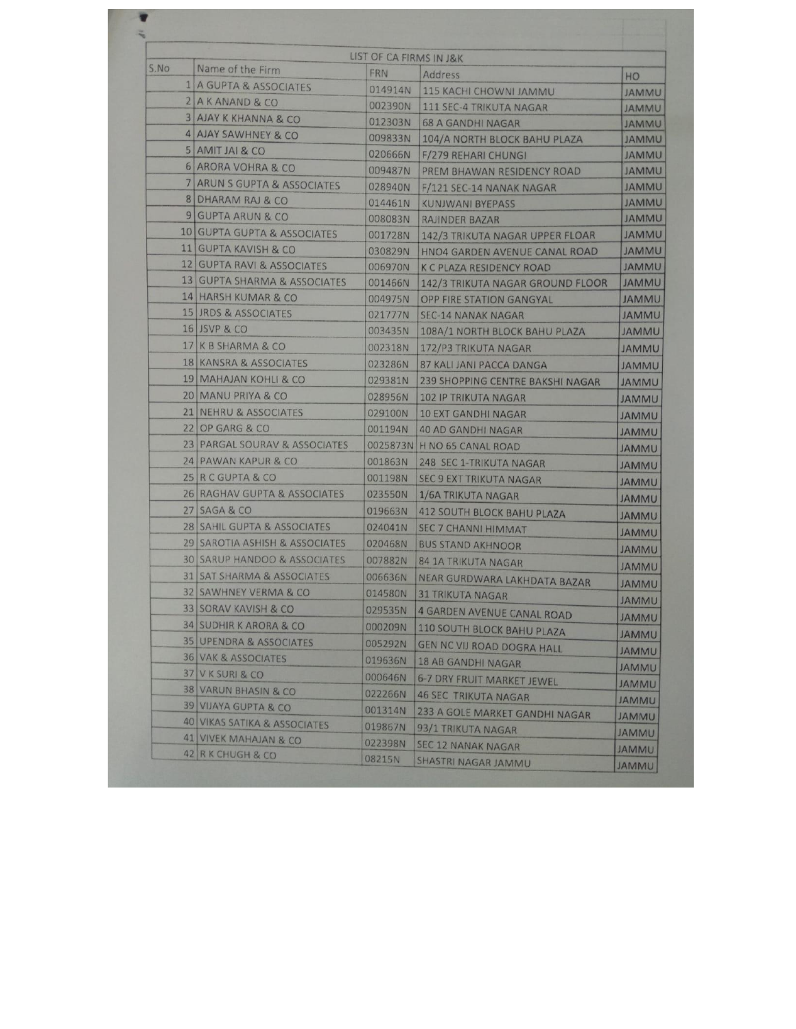| LIST OF CA FIRMS IN J&K | | | | |
|---|---|---|---|---|
| S.No | Name of the Firm | FRN | Address | HO |
| 1 | A GUPTA & ASSOCIATES | 014914N | 115 KACHI CHOWNI JAMMU | JAMMU |
| 2 | A K ANAND & CO | 002390N | 111 SEC-4 TRIKUTA NAGAR | JAMMU |
| 3 | AJAY K KHANNA & CO | 012303N | 68 A GANDHI NAGAR | JAMMU |
| 4 | AJAY SAWHNEY & CO | 009833N | 104/A NORTH BLOCK BAHU PLAZA | JAMMU |
| 5 | AMIT JAI & CO | 020666N | F/279 REHARI CHUNGI | JAMMU |
| 6 | ARORA VOHRA & CO | 009487N | PREM BHAWAN RESIDENCY ROAD | JAMMU |
| 7 | ARUN S GUPTA & ASSOCIATES | 028940N | F/121 SEC-14 NANAK NAGAR | JAMMU |
| 8 | DHARAM RAJ & CO | 014461N | KUNJWANI BYEPASS | JAMMU |
| 9 | GUPTA ARUN & CO | 008083N | RAJINDER BAZAR | JAMMU |
| 10 | GUPTA GUPTA & ASSOCIATES | 001728N | 142/3 TRIKUTA NAGAR UPPER FLOOR | JAMMU |
| 11 | GUPTA KAVISH & CO | 030829N | HNO4 GARDEN AVENUE CANAL ROAD | JAMMU |
| 12 | GUPTA RAVI & ASSOCIATES | 006970N | K C PLAZA RESIDENCY ROAD | JAMMU |
| 13 | GUPTA SHARMA & ASSOCIATES | 001466N | 142/3 TRIKUTA NAGAR GROUND FLOOR | JAMMU |
| 14 | HARSH KUMAR & CO | 004975N | OPP FIRE STATION GANGYAL | JAMMU |
| 15 | JRDS & ASSOCIATES | 021777N | SEC-14 NANAK NAGAR | JAMMU |
| 16 | JSVP & CO | 003435N | 108A/1 NORTH BLOCK BAHU PLAZA | JAMMU |
| 17 | K B SHARMA & CO | 002318N | 172/P3 TRIKUTA NAGAR | JAMMU |
| 18 | KANSRA & ASSOCIATES | 023286N | 87 KALI JANI PACCA DANGA | JAMMU |
| 19 | MAHAJAN KOHLI & CO | 029381N | 239 SHOPPING CENTRE BAKSHI NAGAR | JAMMU |
| 20 | MANU PRIYA & CO | 028956N | 102 IP TRIKUTA NAGAR | JAMMU |
| 21 | NEHRU & ASSOCIATES | 029100N | 10 EXT GANDHI NAGAR | JAMMU |
| 22 | OP GARG & CO | 001194N | 40 AD GANDHI NAGAR | JAMMU |
| 23 | PARGAL SOURAV & ASSOCIATES | 0025873N | H NO 65 CANAL ROAD | JAMMU |
| 24 | PAWAN KAPUR & CO | 001863N | 248 SEC 1-TRIKUTA NAGAR | JAMMU |
| 25 | R C GUPTA & CO | 001198N | SEC 9 EXT TRIKUTA NAGAR | JAMMU |
| 26 | RAGHAV GUPTA & ASSOCIATES | 023550N | 1/6A TRIKUTA NAGAR | JAMMU |
| 27 | SAGA & CO | 019663N | 412 SOUTH BLOCK BAHU PLAZA | JAMMU |
| 28 | SAHIL GUPTA & ASSOCIATES | 024041N | SEC 7 CHANNI HIMMAT | JAMMU |
| 29 | SAROTIA ASHISH & ASSOCIATES | 020468N | BUS STAND AKHNOOR | JAMMU |
| 30 | SARUP HANDOO & ASSOCIATES | 007882N | 84 1A TRIKUTA NAGAR | JAMMU |
| 31 | SAT SHARMA & ASSOCIATES | 006636N | NEAR GURDWARA LAKHDATA BAZAR | JAMMU |
| 32 | SAWHNEY VERMA & CO | 014580N | 31 TRIKUTA NAGAR | JAMMU |
| 33 | SORAV KAVISH & CO | 029535N | 4 GARDEN AVENUE CANAL ROAD | JAMMU |
| 34 | SUDHIR K ARORA & CO | 000209N | 110 SOUTH BLOCK BAHU PLAZA | JAMMU |
| 35 | UPENDRA & ASSOCIATES | 005292N | GEN NC VIJ ROAD DOGRA HALL | JAMMU |
| 36 | VAK & ASSOCIATES | 019636N | 18 AB GANDHI NAGAR | JAMMU |
| 37 | V K SURI & CO | 000646N | 6-7 DRY FRUIT MARKET JEWEL | JAMMU |
| 38 | VARUN BHASIN & CO | 022266N | 46 SEC TRIKUTA NAGAR | JAMMU |
| 39 | VIJAYA GUPTA & CO | 001314N | 233 A GOLE MARKET GANDHI NAGAR | JAMMU |
| 40 | VIKAS SATIKA & ASSOCIATES | 019867N | 93/1 TRIKUTA NAGAR | JAMMU |
| 41 | VIVEK MAHAJAN & CO | 022398N | SEC 12 NANAK NAGAR | JAMMU |
| 42 | R K CHUGH & CO | 08215N | SHASTRI NAGAR JAMMU | JAMMU |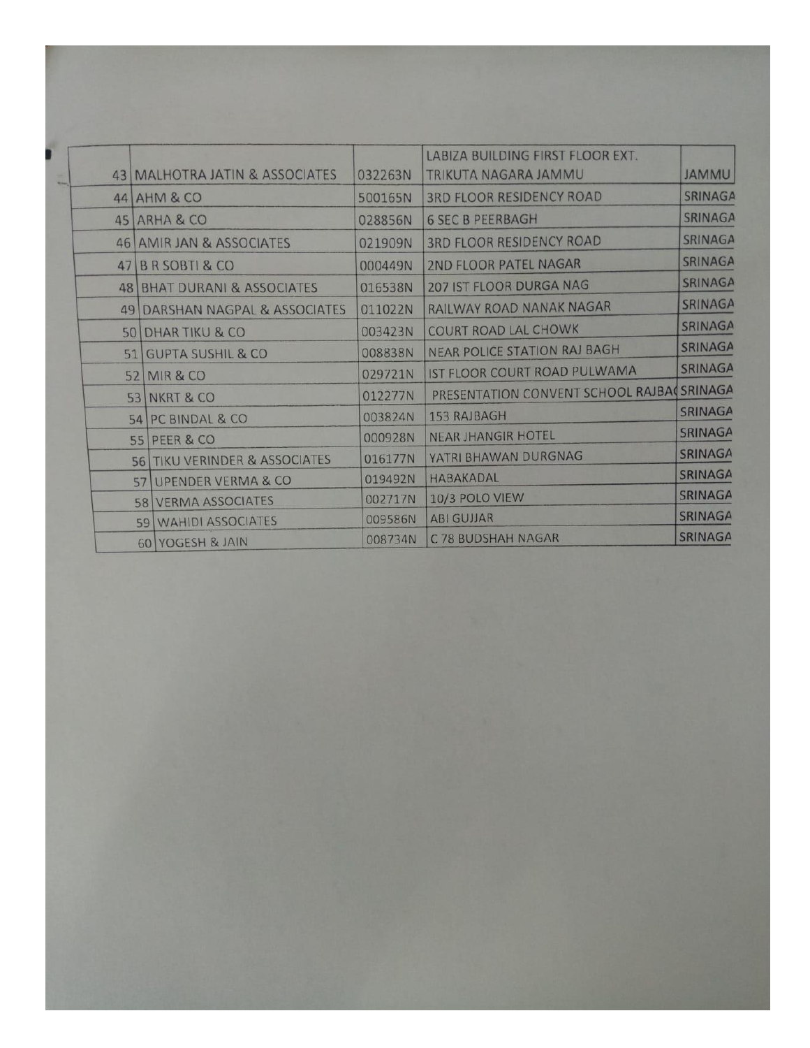| | | | | |
|---|---|---|---|---|
| 43 | MALHOTRA JATIN & ASSOCIATES | 032263N | LABIZA BUILDING FIRST FLOOR EXT. TRIKUTA NAGARA JAMMU | JAMMU |
| 44 | AHM & CO | 500165N | 3RD FLOOR RESIDENCY ROAD | SRINAGA |
| 45 | ARHA & CO | 028856N | 6 SEC B PEERBAGH | SRINAGA |
| 46 | AMIR JAN & ASSOCIATES | 021909N | 3RD FLOOR RESIDENCY ROAD | SRINAGA |
| 47 | B R SOBTI & CO | 000449N | 2ND FLOOR PATEL NAGAR | SRINAGA |
| 48 | BHAT DURANI & ASSOCIATES | 016538N | 207 IST FLOOR DURGA NAG | SRINAGA |
| 49 | DARSHAN NAGPAL & ASSOCIATES | 011022N | RAILWAY ROAD NANAK NAGAR | SRINAGA |
| 50 | DHAR TIKU & CO | 003423N | COURT ROAD LAL CHOWK | SRINAGA |
| 51 | GUPTA SUSHIL & CO | 008838N | NEAR POLICE STATION RAJ BAGH | SRINAGA |
| 52 | MIR & CO | 029721N | IST FLOOR COURT ROAD PULWAMA | SRINAGA |
| 53 | NKRT & CO | 012277N | PRESENTATION CONVENT SCHOOL RAJBA( | SRINAGA |
| 54 | PC BINDAL & CO | 003824N | 153 RAJBAGH | SRINAGA |
| 55 | PEER & CO | 000928N | NEAR JHANGIR HOTEL | SRINAGA |
| 56 | TIKU VERINDER & ASSOCIATES | 016177N | YATRI BHAWAN DURGNAG | SRINAGA |
| 57 | UPENDER VERMA & CO | 019492N | HABAKADAL | SRINAGA |
| 58 | VERMA ASSOCIATES | 002717N | 10/3 POLO VIEW | SRINAGA |
| 59 | WAHIDI ASSOCIATES | 009586N | ABI GUJJAR | SRINAGA |
| 60 | YOGESH & JAIN | 008734N | C 78 BUDSHAH NAGAR | SRINAGA |